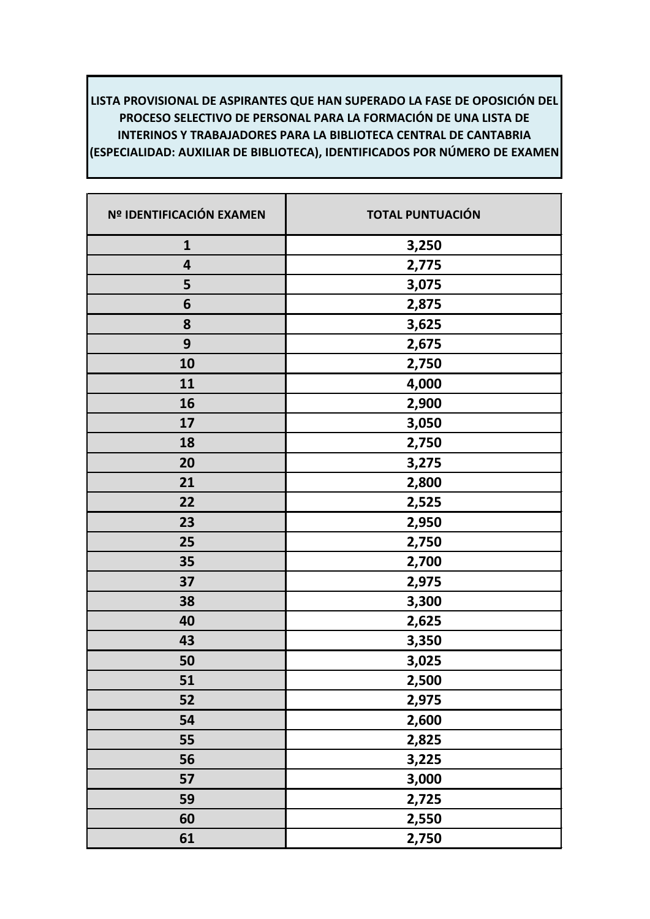**LISTA PROVISIONAL DE ASPIRANTES QUE HAN SUPERADO LA FASE DE OPOSICIÓN DEL PROCESO SELECTIVO DE PERSONAL PARA LA FORMACIÓN DE UNA LISTA DE INTERINOS Y TRABAJADORES PARA LA BIBLIOTECA CENTRAL DE CANTABRIA (ESPECIALIDAD: AUXILIAR DE BIBLIOTECA), IDENTIFICADOS POR NÚMERO DE EXAMEN**

| Nº IDENTIFICACIÓN EXAMEN | TOTAL PUNTUACIÓN |
|---|---|
| 1 | 3,250 |
| 4 | 2,775 |
| 5 | 3,075 |
| 6 | 2,875 |
| 8 | 3,625 |
| 9 | 2,675 |
| 10 | 2,750 |
| 11 | 4,000 |
| 16 | 2,900 |
| 17 | 3,050 |
| 18 | 2,750 |
| 20 | 3,275 |
| 21 | 2,800 |
| 22 | 2,525 |
| 23 | 2,950 |
| 25 | 2,750 |
| 35 | 2,700 |
| 37 | 2,975 |
| 38 | 3,300 |
| 40 | 2,625 |
| 43 | 3,350 |
| 50 | 3,025 |
| 51 | 2,500 |
| 52 | 2,975 |
| 54 | 2,600 |
| 55 | 2,825 |
| 56 | 3,225 |
| 57 | 3,000 |
| 59 | 2,725 |
| 60 | 2,550 |
| 61 | 2,750 |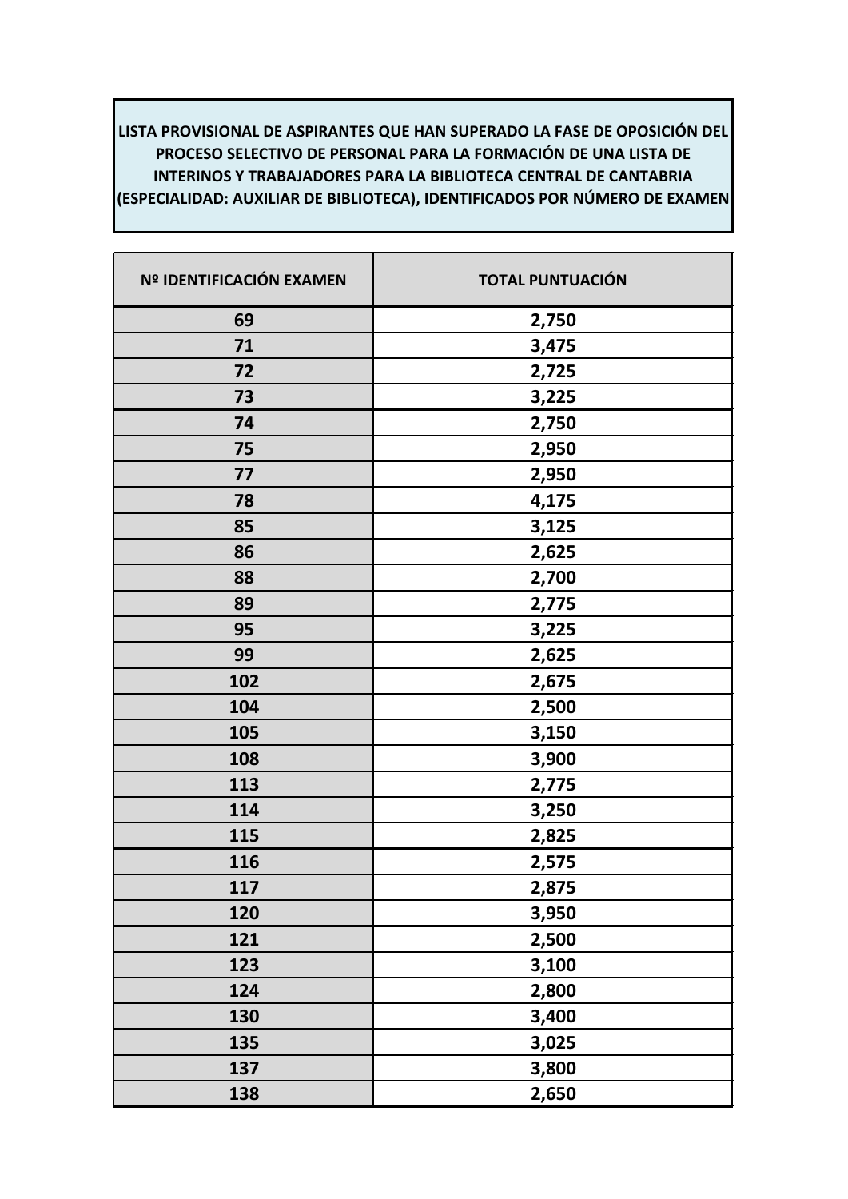**LISTA PROVISIONAL DE ASPIRANTES QUE HAN SUPERADO LA FASE DE OPOSICIÓN DEL PROCESO SELECTIVO DE PERSONAL PARA LA FORMACIÓN DE UNA LISTA DE INTERINOS Y TRABAJADORES PARA LA BIBLIOTECA CENTRAL DE CANTABRIA (ESPECIALIDAD: AUXILIAR DE BIBLIOTECA), IDENTIFICADOS POR NÚMERO DE EXAMEN**

| Nº IDENTIFICACIÓN EXAMEN | TOTAL PUNTUACIÓN |
|---|---|
| 69 | 2,750 |
| 71 | 3,475 |
| 72 | 2,725 |
| 73 | 3,225 |
| 74 | 2,750 |
| 75 | 2,950 |
| 77 | 2,950 |
| 78 | 4,175 |
| 85 | 3,125 |
| 86 | 2,625 |
| 88 | 2,700 |
| 89 | 2,775 |
| 95 | 3,225 |
| 99 | 2,625 |
| 102 | 2,675 |
| 104 | 2,500 |
| 105 | 3,150 |
| 108 | 3,900 |
| 113 | 2,775 |
| 114 | 3,250 |
| 115 | 2,825 |
| 116 | 2,575 |
| 117 | 2,875 |
| 120 | 3,950 |
| 121 | 2,500 |
| 123 | 3,100 |
| 124 | 2,800 |
| 130 | 3,400 |
| 135 | 3,025 |
| 137 | 3,800 |
| 138 | 2,650 |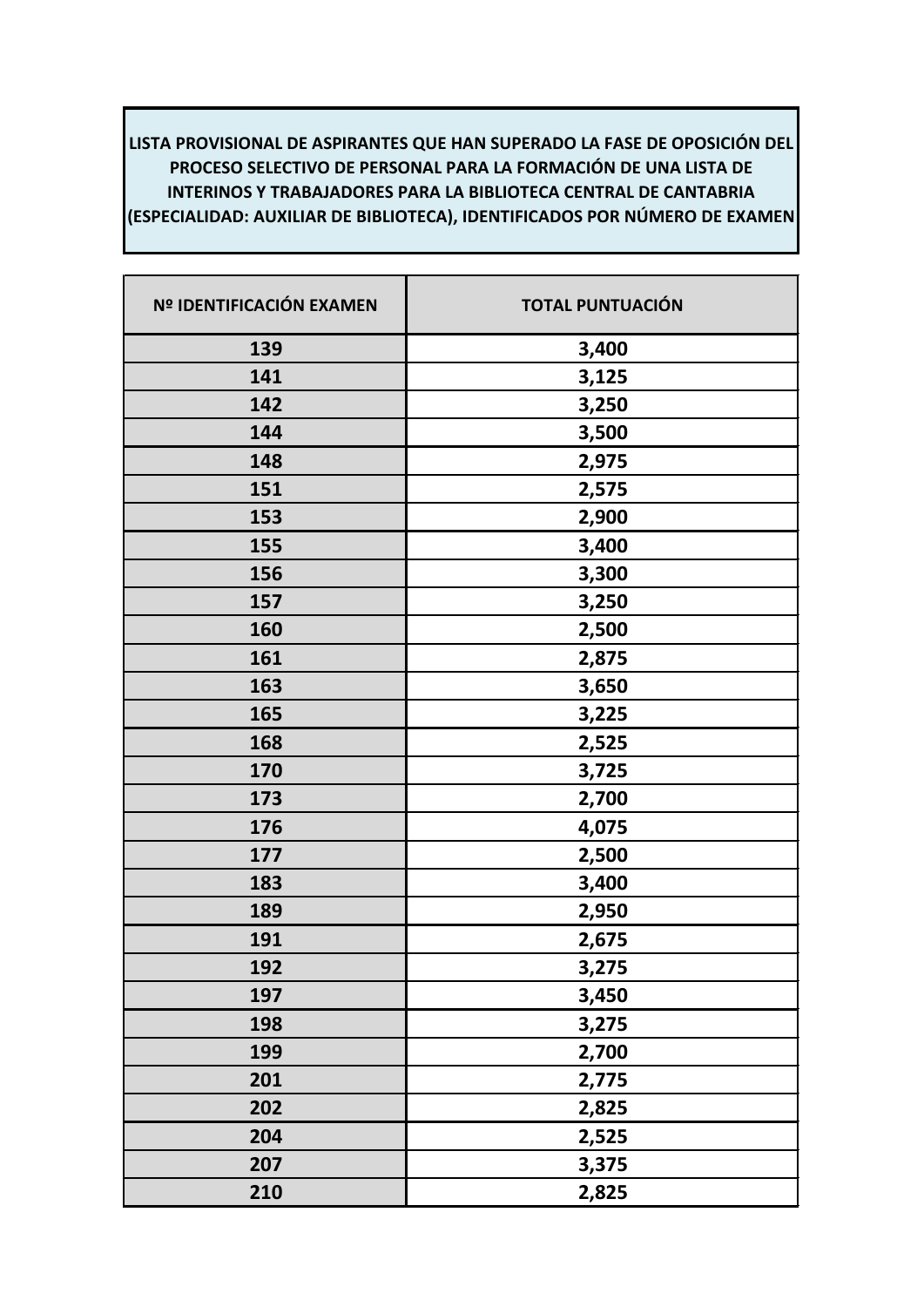**LISTA PROVISIONAL DE ASPIRANTES QUE HAN SUPERADO LA FASE DE OPOSICIÓN DEL PROCESO SELECTIVO DE PERSONAL PARA LA FORMACIÓN DE UNA LISTA DE INTERINOS Y TRABAJADORES PARA LA BIBLIOTECA CENTRAL DE CANTABRIA (ESPECIALIDAD: AUXILIAR DE BIBLIOTECA), IDENTIFICADOS POR NÚMERO DE EXAMEN**

| Nº IDENTIFICACIÓN EXAMEN | TOTAL PUNTUACIÓN |
|---|---|
| 139 | 3,400 |
| 141 | 3,125 |
| 142 | 3,250 |
| 144 | 3,500 |
| 148 | 2,975 |
| 151 | 2,575 |
| 153 | 2,900 |
| 155 | 3,400 |
| 156 | 3,300 |
| 157 | 3,250 |
| 160 | 2,500 |
| 161 | 2,875 |
| 163 | 3,650 |
| 165 | 3,225 |
| 168 | 2,525 |
| 170 | 3,725 |
| 173 | 2,700 |
| 176 | 4,075 |
| 177 | 2,500 |
| 183 | 3,400 |
| 189 | 2,950 |
| 191 | 2,675 |
| 192 | 3,275 |
| 197 | 3,450 |
| 198 | 3,275 |
| 199 | 2,700 |
| 201 | 2,775 |
| 202 | 2,825 |
| 204 | 2,525 |
| 207 | 3,375 |
| 210 | 2,825 |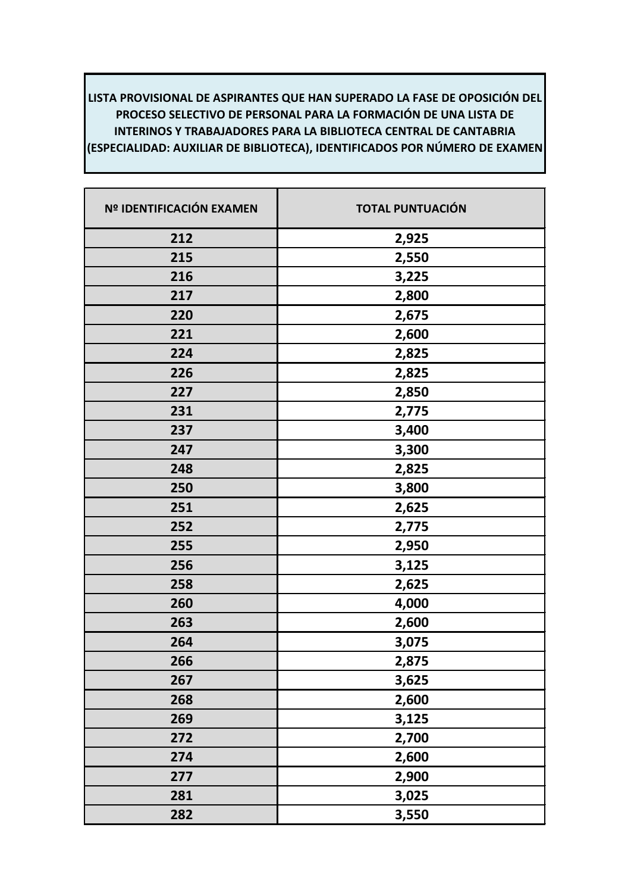**LISTA PROVISIONAL DE ASPIRANTES QUE HAN SUPERADO LA FASE DE OPOSICIÓN DEL PROCESO SELECTIVO DE PERSONAL PARA LA FORMACIÓN DE UNA LISTA DE INTERINOS Y TRABAJADORES PARA LA BIBLIOTECA CENTRAL DE CANTABRIA (ESPECIALIDAD: AUXILIAR DE BIBLIOTECA), IDENTIFICADOS POR NÚMERO DE EXAMEN**

| Nº IDENTIFICACIÓN EXAMEN | TOTAL PUNTUACIÓN |
|---|---|
| 212 | 2,925 |
| 215 | 2,550 |
| 216 | 3,225 |
| 217 | 2,800 |
| 220 | 2,675 |
| 221 | 2,600 |
| 224 | 2,825 |
| 226 | 2,825 |
| 227 | 2,850 |
| 231 | 2,775 |
| 237 | 3,400 |
| 247 | 3,300 |
| 248 | 2,825 |
| 250 | 3,800 |
| 251 | 2,625 |
| 252 | 2,775 |
| 255 | 2,950 |
| 256 | 3,125 |
| 258 | 2,625 |
| 260 | 4,000 |
| 263 | 2,600 |
| 264 | 3,075 |
| 266 | 2,875 |
| 267 | 3,625 |
| 268 | 2,600 |
| 269 | 3,125 |
| 272 | 2,700 |
| 274 | 2,600 |
| 277 | 2,900 |
| 281 | 3,025 |
| 282 | 3,550 |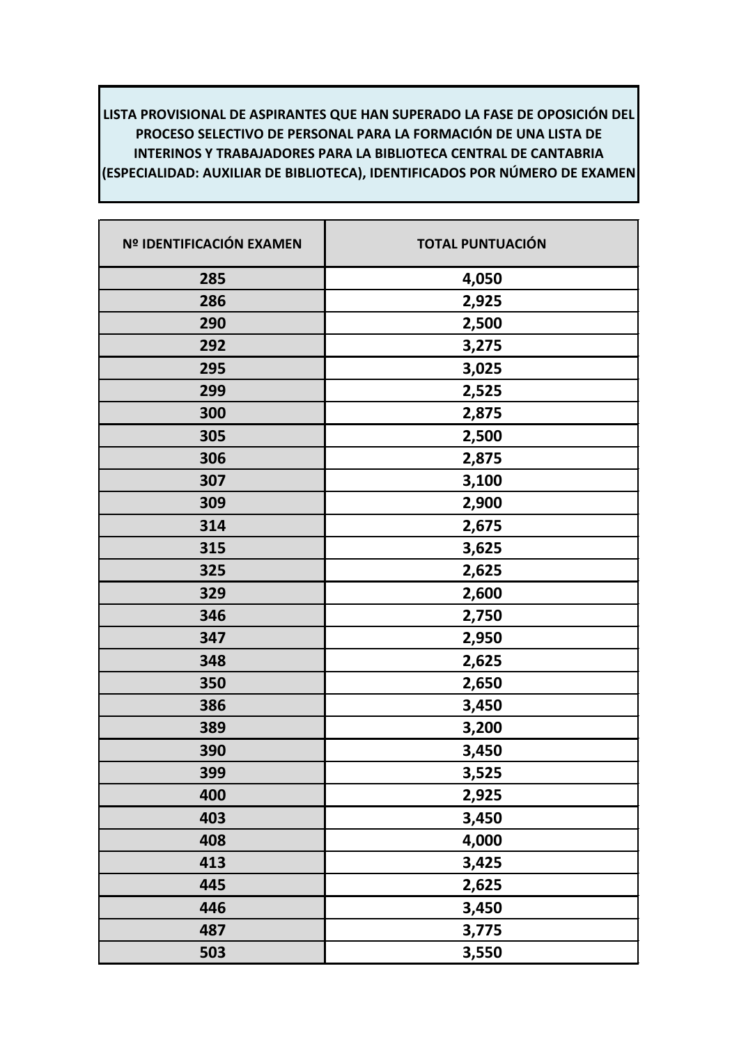**LISTA PROVISIONAL DE ASPIRANTES QUE HAN SUPERADO LA FASE DE OPOSICIÓN DEL PROCESO SELECTIVO DE PERSONAL PARA LA FORMACIÓN DE UNA LISTA DE INTERINOS Y TRABAJADORES PARA LA BIBLIOTECA CENTRAL DE CANTABRIA (ESPECIALIDAD: AUXILIAR DE BIBLIOTECA), IDENTIFICADOS POR NÚMERO DE EXAMEN**

| Nº IDENTIFICACIÓN EXAMEN | TOTAL PUNTUACIÓN |
|---|---|
| 285 | 4,050 |
| 286 | 2,925 |
| 290 | 2,500 |
| 292 | 3,275 |
| 295 | 3,025 |
| 299 | 2,525 |
| 300 | 2,875 |
| 305 | 2,500 |
| 306 | 2,875 |
| 307 | 3,100 |
| 309 | 2,900 |
| 314 | 2,675 |
| 315 | 3,625 |
| 325 | 2,625 |
| 329 | 2,600 |
| 346 | 2,750 |
| 347 | 2,950 |
| 348 | 2,625 |
| 350 | 2,650 |
| 386 | 3,450 |
| 389 | 3,200 |
| 390 | 3,450 |
| 399 | 3,525 |
| 400 | 2,925 |
| 403 | 3,450 |
| 408 | 4,000 |
| 413 | 3,425 |
| 445 | 2,625 |
| 446 | 3,450 |
| 487 | 3,775 |
| 503 | 3,550 |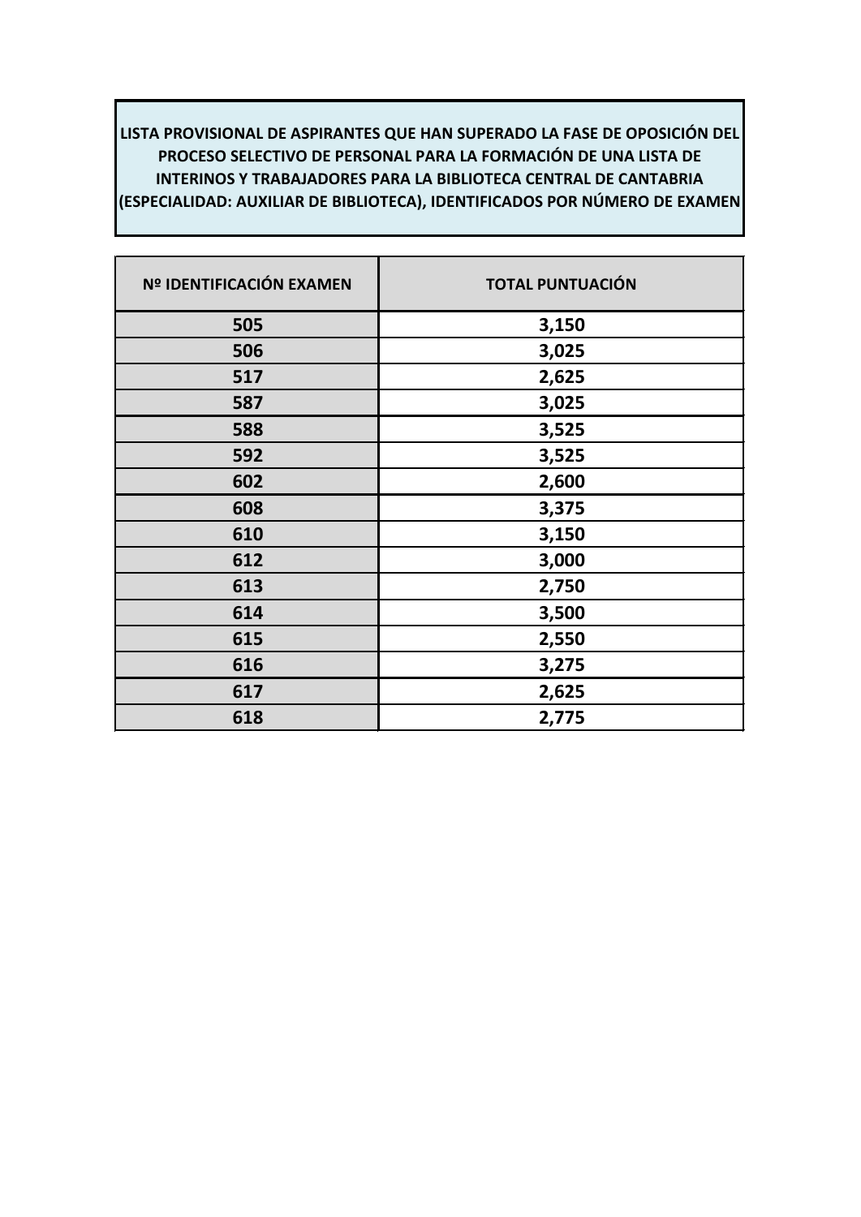**LISTA PROVISIONAL DE ASPIRANTES QUE HAN SUPERADO LA FASE DE OPOSICIÓN DEL PROCESO SELECTIVO DE PERSONAL PARA LA FORMACIÓN DE UNA LISTA DE INTERINOS Y TRABAJADORES PARA LA BIBLIOTECA CENTRAL DE CANTABRIA (ESPECIALIDAD: AUXILIAR DE BIBLIOTECA), IDENTIFICADOS POR NÚMERO DE EXAMEN**

| Nº IDENTIFICACIÓN EXAMEN | TOTAL PUNTUACIÓN |
|---|---|
| 505 | 3,150 |
| 506 | 3,025 |
| 517 | 2,625 |
| 587 | 3,025 |
| 588 | 3,525 |
| 592 | 3,525 |
| 602 | 2,600 |
| 608 | 3,375 |
| 610 | 3,150 |
| 612 | 3,000 |
| 613 | 2,750 |
| 614 | 3,500 |
| 615 | 2,550 |
| 616 | 3,275 |
| 617 | 2,625 |
| 618 | 2,775 |